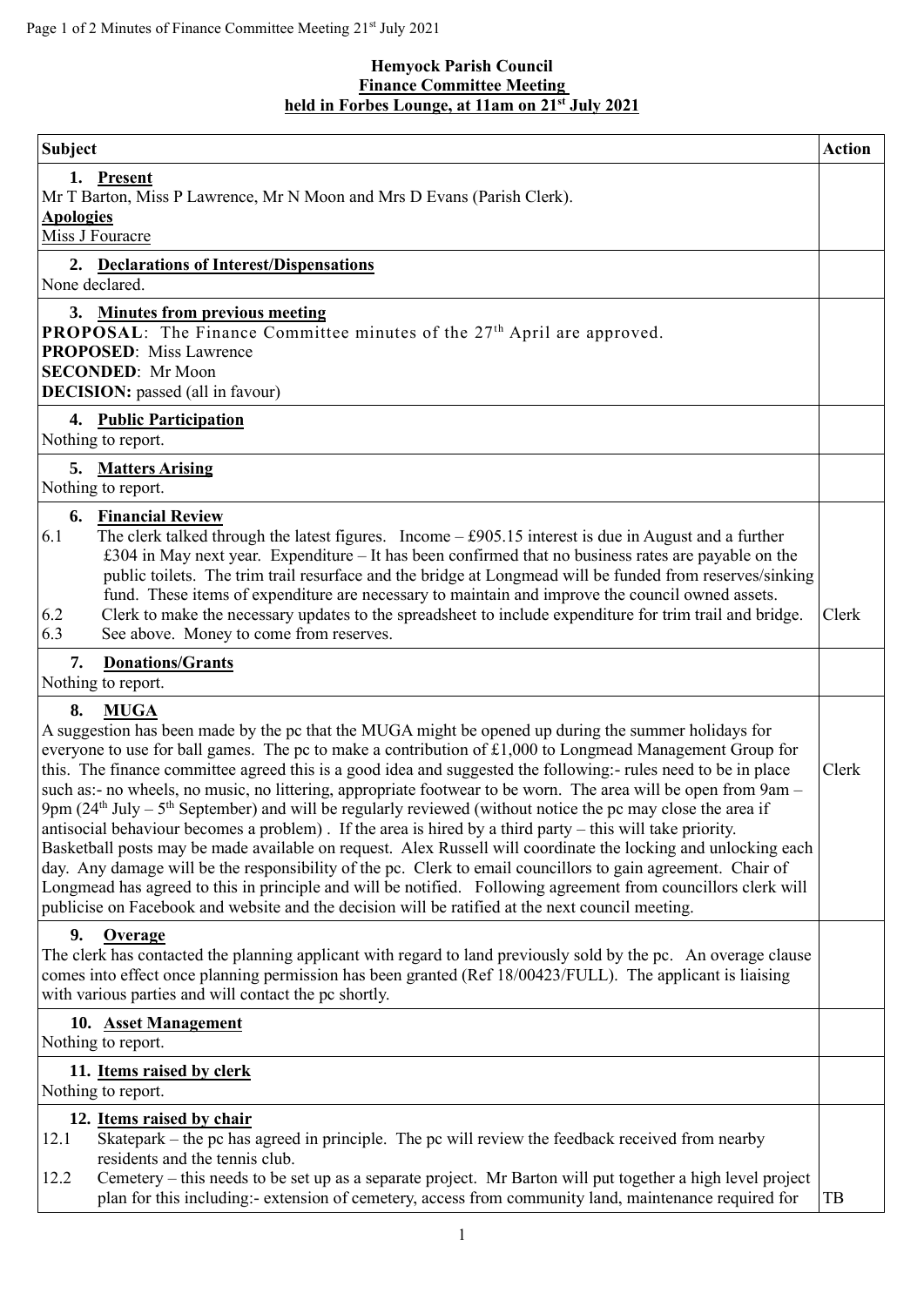**Hemyock Parish Council**
**Finance Committee Meeting**
**held in Forbes Lounge, at 11am on 21st July 2021**

| Subject | Action |
|---|---|
| **1. Present**<br>Mr T Barton, Miss P Lawrence, Mr N Moon and Mrs D Evans (Parish Clerk).<br>**Apologies**<br>Miss J Fouracre | |
| **2. Declarations of Interest/Dispensations**<br>None declared. | |
| **3. Minutes from previous meeting**<br>**PROPOSAL**: The Finance Committee minutes of the 27th April are approved.<br>**PROPOSED**: Miss Lawrence<br>**SECONDED**: Mr Moon<br>**DECISION:** passed (all in favour) | |
| **4. Public Participation**<br>Nothing to report. | |
| **5. Matters Arising**<br>Nothing to report. | |
| **6. Financial Review**<br>6.1 The clerk talked through the latest figures. Income – £905.15 interest is due in August and a further £304 in May next year. Expenditure – It has been confirmed that no business rates are payable on the public toilets. The trim trail resurface and the bridge at Longmead will be funded from reserves/sinking fund. These items of expenditure are necessary to maintain and improve the council owned assets.<br>6.2 Clerk to make the necessary updates to the spreadsheet to include expenditure for trim trail and bridge.<br>6.3 See above. Money to come from reserves. | Clerk |
| **7. Donations/Grants**<br>Nothing to report. | |
| **8. MUGA**<br>A suggestion has been made by the pc that the MUGA might be opened up during the summer holidays for everyone to use for ball games. The pc to make a contribution of £1,000 to Longmead Management Group for this. The finance committee agreed this is a good idea and suggested the following:- rules need to be in place such as:- no wheels, no music, no littering, appropriate footwear to be worn. The area will be open from 9am – 9pm (24th July – 5th September) and will be regularly reviewed (without notice the pc may close the area if antisocial behaviour becomes a problem) . If the area is hired by a third party – this will take priority. Basketball posts may be made available on request. Alex Russell will coordinate the locking and unlocking each day. Any damage will be the responsibility of the pc. Clerk to email councillors to gain agreement. Chair of Longmead has agreed to this in principle and will be notified. Following agreement from councillors clerk will publicise on Facebook and website and the decision will be ratified at the next council meeting. | Clerk |
| **9. Overage**<br>The clerk has contacted the planning applicant with regard to land previously sold by the pc. An overage clause comes into effect once planning permission has been granted (Ref 18/00423/FULL). The applicant is liaising with various parties and will contact the pc shortly. | |
| **10. Asset Management**<br>Nothing to report. | |
| **11. Items raised by clerk**<br>Nothing to report. | |
| **12. Items raised by chair**<br>12.1 Skatepark – the pc has agreed in principle. The pc will review the feedback received from nearby residents and the tennis club.<br>12.2 Cemetery – this needs to be set up as a separate project. Mr Barton will put together a high level project plan for this including:- extension of cemetery, access from community land, maintenance required for | TB |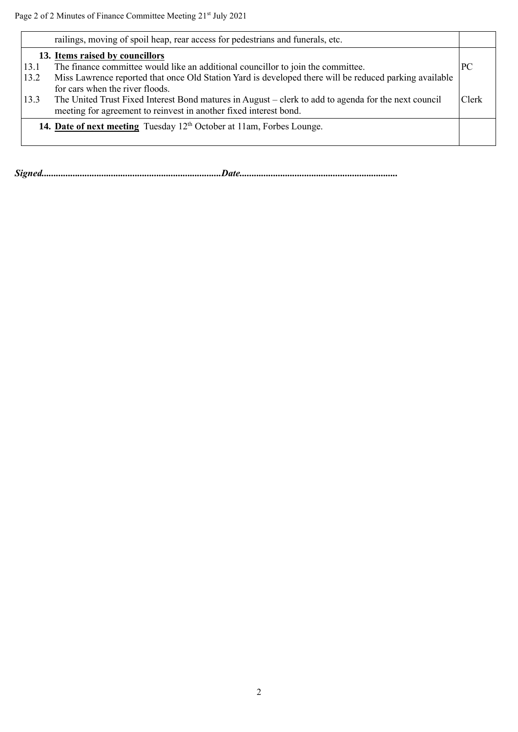| | | |
|---|---|---|
| | railings, moving of spoil heap, rear access for pedestrians and funerals, etc. | |
| | **13. Items raised by councillors** | |
| 13.1 | The finance committee would like an additional councillor to join the committee. | PC |
| 13.2 | Miss Lawrence reported that once Old Station Yard is developed there will be reduced parking available for cars when the river floods. | |
| 13.3 | The United Trust Fixed Interest Bond matures in August – clerk to add to agenda for the next council meeting for agreement to reinvest in another fixed interest bond. | Clerk |
| | **14. Date of next meeting** Tuesday 12th October at 11am, Forbes Lounge. | |

***Signed...........................................................................Date.................................................................***